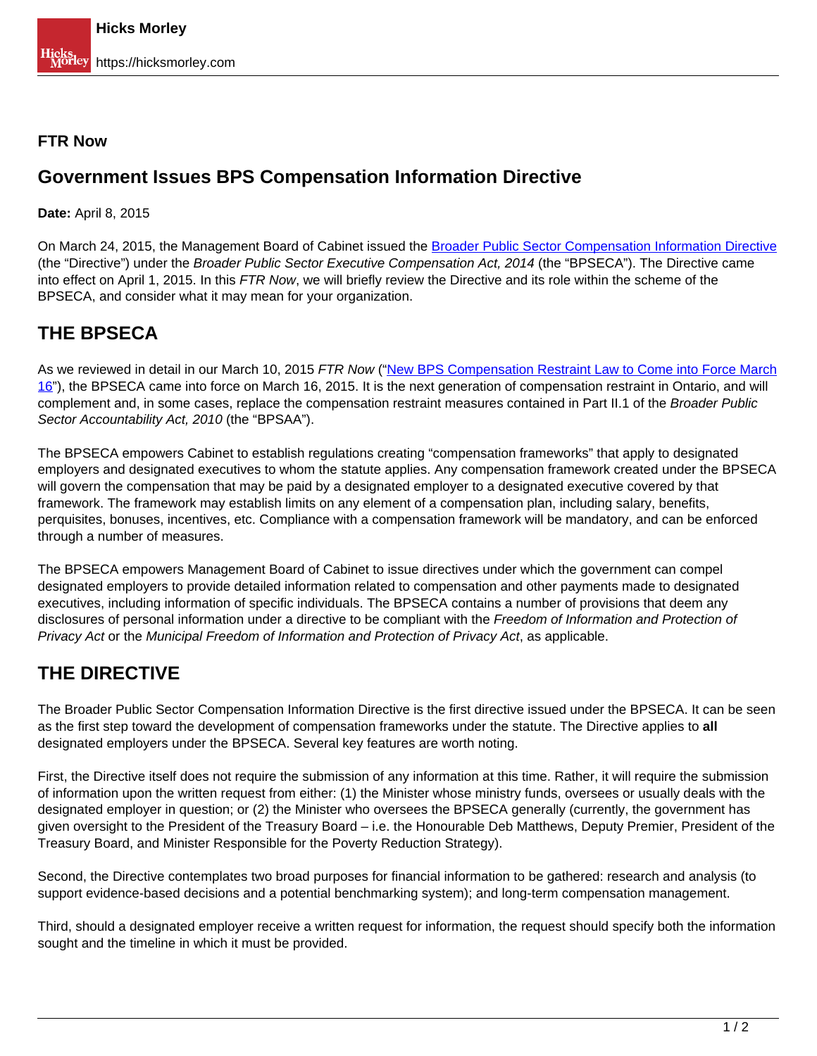**FTR Now**

# Government Issues BPS Compensation Information Directive

**Date:** April 8, 2015

On March 24, 2015, the Management Board of Cabinet issued the [Broader Public Sector Compensation Information Directive] (the "Directive") under the *Broader Public Sector Executive Compensation Act, 2014* (the "BPSECA"). The Directive came into effect on April 1, 2015. In this *FTR Now*, we will briefly review the Directive and its role within the scheme of the BPSECA, and consider what it may mean for your organization.

## THE BPSECA

As we reviewed in detail in our March 10, 2015 *FTR Now* ("New BPS Compensation Restraint Law to Come into Force March 16"), the BPSECA came into force on March 16, 2015. It is the next generation of compensation restraint in Ontario, and will complement and, in some cases, replace the compensation restraint measures contained in Part II.1 of the *Broader Public Sector Accountability Act, 2010* (the "BPSAA").

The BPSECA empowers Cabinet to establish regulations creating "compensation frameworks" that apply to designated employers and designated executives to whom the statute applies. Any compensation framework created under the BPSECA will govern the compensation that may be paid by a designated employer to a designated executive covered by that framework. The framework may establish limits on any element of a compensation plan, including salary, benefits, perquisites, bonuses, incentives, etc. Compliance with a compensation framework will be mandatory, and can be enforced through a number of measures.

The BPSECA empowers Management Board of Cabinet to issue directives under which the government can compel designated employers to provide detailed information related to compensation and other payments made to designated executives, including information of specific individuals. The BPSECA contains a number of provisions that deem any disclosures of personal information under a directive to be compliant with the *Freedom of Information and Protection of Privacy Act* or the *Municipal Freedom of Information and Protection of Privacy Act*, as applicable.

## THE DIRECTIVE

The Broader Public Sector Compensation Information Directive is the first directive issued under the BPSECA. It can be seen as the first step toward the development of compensation frameworks under the statute. The Directive applies to **all** designated employers under the BPSECA. Several key features are worth noting.

First, the Directive itself does not require the submission of any information at this time. Rather, it will require the submission of information upon the written request from either: (1) the Minister whose ministry funds, oversees or usually deals with the designated employer in question; or (2) the Minister who oversees the BPSECA generally (currently, the government has given oversight to the President of the Treasury Board – i.e. the Honourable Deb Matthews, Deputy Premier, President of the Treasury Board, and Minister Responsible for the Poverty Reduction Strategy).

Second, the Directive contemplates two broad purposes for financial information to be gathered: research and analysis (to support evidence-based decisions and a potential benchmarking system); and long-term compensation management.

Third, should a designated employer receive a written request for information, the request should specify both the information sought and the timeline in which it must be provided.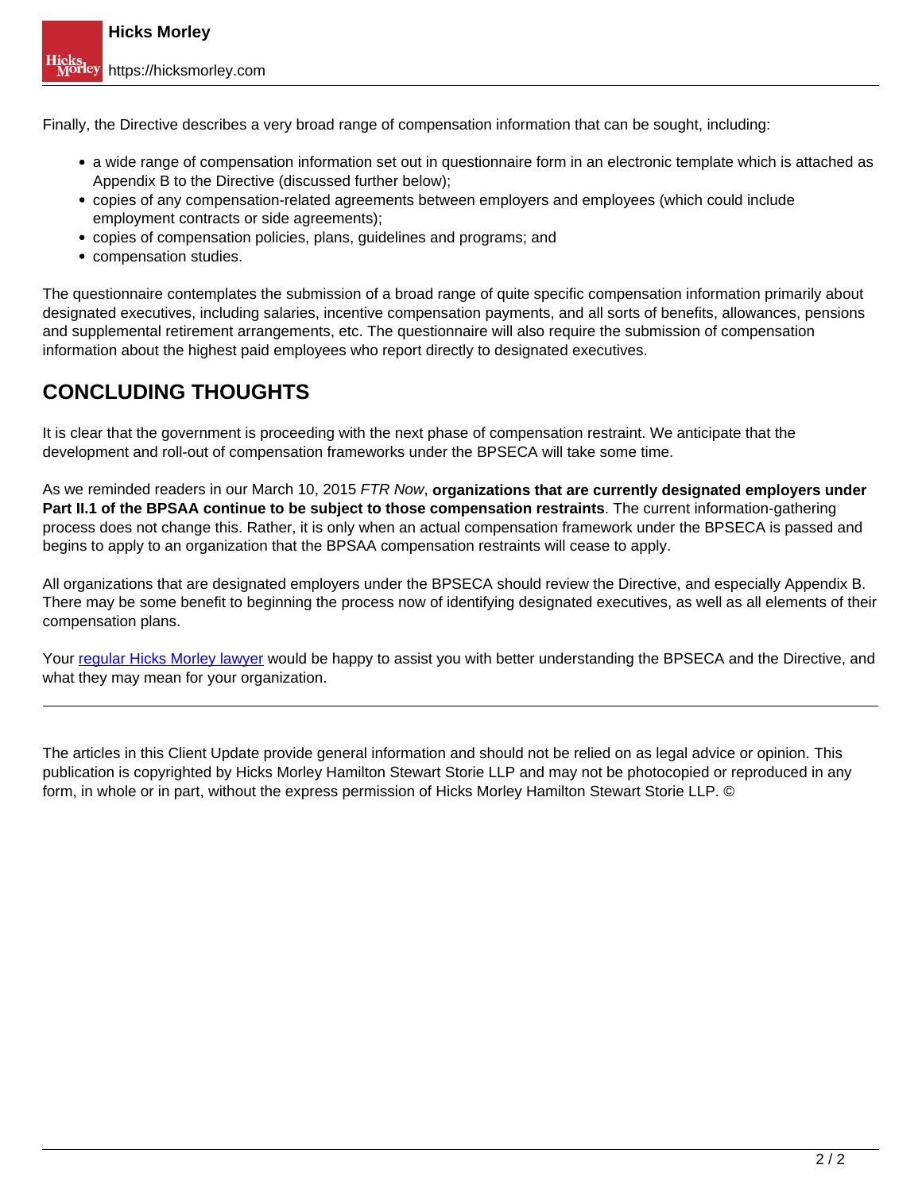Finally, the Directive describes a very broad range of compensation information that can be sought, including:

- a wide range of compensation information set out in questionnaire form in an electronic template which is attached as Appendix B to the Directive (discussed further below);
- copies of any compensation-related agreements between employers and employees (which could include employment contracts or side agreements);
- copies of compensation policies, plans, guidelines and programs; and
- compensation studies.

The questionnaire contemplates the submission of a broad range of quite specific compensation information primarily about designated executives, including salaries, incentive compensation payments, and all sorts of benefits, allowances, pensions and supplemental retirement arrangements, etc. The questionnaire will also require the submission of compensation information about the highest paid employees who report directly to designated executives.

## CONCLUDING THOUGHTS

It is clear that the government is proceeding with the next phase of compensation restraint. We anticipate that the development and roll-out of compensation frameworks under the BPSECA will take some time.

As we reminded readers in our March 10, 2015 *FTR Now*, **organizations that are currently designated employers under Part II.1 of the BPSAA continue to be subject to those compensation restraints**. The current information-gathering process does not change this. Rather, it is only when an actual compensation framework under the BPSECA is passed and begins to apply to an organization that the BPSAA compensation restraints will cease to apply.

All organizations that are designated employers under the BPSECA should review the Directive, and especially Appendix B. There may be some benefit to beginning the process now of identifying designated executives, as well as all elements of their compensation plans.

Your regular Hicks Morley lawyer would be happy to assist you with better understanding the BPSECA and the Directive, and what they may mean for your organization.

---

The articles in this Client Update provide general information and should not be relied on as legal advice or opinion. This publication is copyrighted by Hicks Morley Hamilton Stewart Storie LLP and may not be photocopied or reproduced in any form, in whole or in part, without the express permission of Hicks Morley Hamilton Stewart Storie LLP. ©